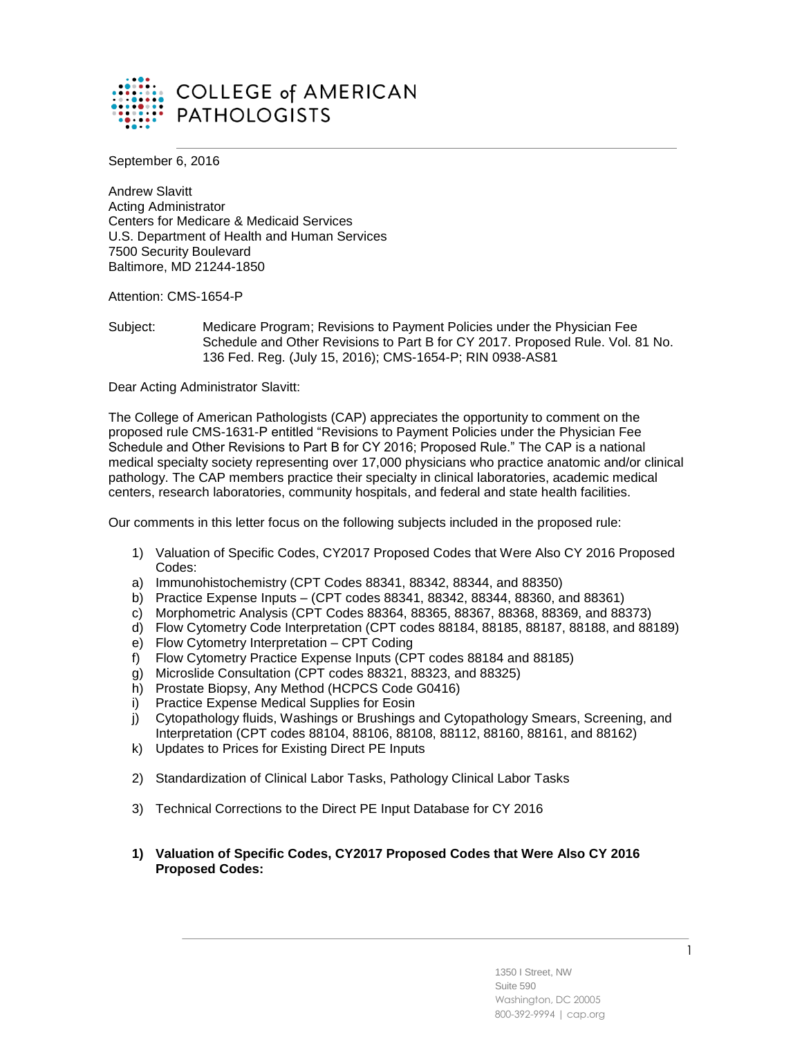COLLEGE of AMERICAN PATHOLOGISTS

September 6, 2016

Andrew Slavitt
Acting Administrator
Centers for Medicare & Medicaid Services
U.S. Department of Health and Human Services
7500 Security Boulevard
Baltimore, MD 21244-1850

Attention: CMS-1654-P

Subject: Medicare Program; Revisions to Payment Policies under the Physician Fee Schedule and Other Revisions to Part B for CY 2017. Proposed Rule. Vol. 81 No. 136 Fed. Reg. (July 15, 2016); CMS-1654-P; RIN 0938-AS81

Dear Acting Administrator Slavitt:

The College of American Pathologists (CAP) appreciates the opportunity to comment on the proposed rule CMS-1631-P entitled "Revisions to Payment Policies under the Physician Fee Schedule and Other Revisions to Part B for CY 2016; Proposed Rule." The CAP is a national medical specialty society representing over 17,000 physicians who practice anatomic and/or clinical pathology. The CAP members practice their specialty in clinical laboratories, academic medical centers, research laboratories, community hospitals, and federal and state health facilities.

Our comments in this letter focus on the following subjects included in the proposed rule:

1) Valuation of Specific Codes, CY2017 Proposed Codes that Were Also CY 2016 Proposed Codes:
   a) Immunohistochemistry (CPT Codes 88341, 88342, 88344, and 88350)
   b) Practice Expense Inputs – (CPT codes 88341, 88342, 88344, 88360, and 88361)
   c) Morphometric Analysis (CPT Codes 88364, 88365, 88367, 88368, 88369, and 88373)
   d) Flow Cytometry Code Interpretation (CPT codes 88184, 88185, 88187, 88188, and 88189)
   e) Flow Cytometry Interpretation – CPT Coding
   f) Flow Cytometry Practice Expense Inputs (CPT codes 88184 and 88185)
   g) Microslide Consultation (CPT codes 88321, 88323, and 88325)
   h) Prostate Biopsy, Any Method (HCPCS Code G0416)
   i) Practice Expense Medical Supplies for Eosin
   j) Cytopathology fluids, Washings or Brushings and Cytopathology Smears, Screening, and Interpretation (CPT codes 88104, 88106, 88108, 88112, 88160, 88161, and 88162)
   k) Updates to Prices for Existing Direct PE Inputs

2) Standardization of Clinical Labor Tasks, Pathology Clinical Labor Tasks

3) Technical Corrections to the Direct PE Input Database for CY 2016

**1) Valuation of Specific Codes, CY2017 Proposed Codes that Were Also CY 2016 Proposed Codes:**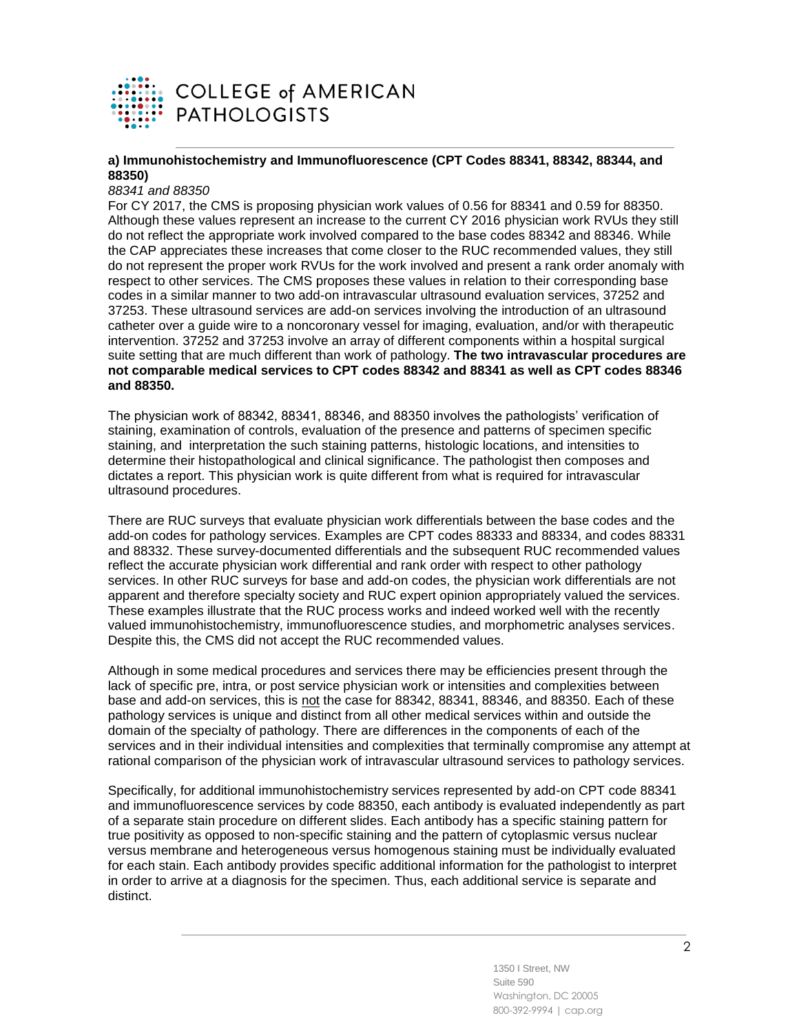### a) Immunohistochemistry and Immunofluorescence (CPT Codes 88341, 88342, 88344, and 88350)

*88341 and 88350*

For CY 2017, the CMS is proposing physician work values of 0.56 for 88341 and 0.59 for 88350. Although these values represent an increase to the current CY 2016 physician work RVUs they still do not reflect the appropriate work involved compared to the base codes 88342 and 88346. While the CAP appreciates these increases that come closer to the RUC recommended values, they still do not represent the proper work RVUs for the work involved and present a rank order anomaly with respect to other services. The CMS proposes these values in relation to their corresponding base codes in a similar manner to two add-on intravascular ultrasound evaluation services, 37252 and 37253. These ultrasound services are add-on services involving the introduction of an ultrasound catheter over a guide wire to a noncoronary vessel for imaging, evaluation, and/or with therapeutic intervention. 37252 and 37253 involve an array of different components within a hospital surgical suite setting that are much different than work of pathology. **The two intravascular procedures are not comparable medical services to CPT codes 88342 and 88341 as well as CPT codes 88346 and 88350.**

The physician work of 88342, 88341, 88346, and 88350 involves the pathologists' verification of staining, examination of controls, evaluation of the presence and patterns of specimen specific staining, and interpretation the such staining patterns, histologic locations, and intensities to determine their histopathological and clinical significance. The pathologist then composes and dictates a report. This physician work is quite different from what is required for intravascular ultrasound procedures.

There are RUC surveys that evaluate physician work differentials between the base codes and the add-on codes for pathology services. Examples are CPT codes 88333 and 88334, and codes 88331 and 88332. These survey-documented differentials and the subsequent RUC recommended values reflect the accurate physician work differential and rank order with respect to other pathology services. In other RUC surveys for base and add-on codes, the physician work differentials are not apparent and therefore specialty society and RUC expert opinion appropriately valued the services. These examples illustrate that the RUC process works and indeed worked well with the recently valued immunohistochemistry, immunofluorescence studies, and morphometric analyses services. Despite this, the CMS did not accept the RUC recommended values.

Although in some medical procedures and services there may be efficiencies present through the lack of specific pre, intra, or post service physician work or intensities and complexities between base and add-on services, this is <u>not</u> the case for 88342, 88341, 88346, and 88350. Each of these pathology services is unique and distinct from all other medical services within and outside the domain of the specialty of pathology. There are differences in the components of each of the services and in their individual intensities and complexities that terminally compromise any attempt at rational comparison of the physician work of intravascular ultrasound services to pathology services.

Specifically, for additional immunohistochemistry services represented by add-on CPT code 88341 and immunofluorescence services by code 88350, each antibody is evaluated independently as part of a separate stain procedure on different slides. Each antibody has a specific staining pattern for true positivity as opposed to non-specific staining and the pattern of cytoplasmic versus nuclear versus membrane and heterogeneous versus homogenous staining must be individually evaluated for each stain. Each antibody provides specific additional information for the pathologist to interpret in order to arrive at a diagnosis for the specimen. Thus, each additional service is separate and distinct.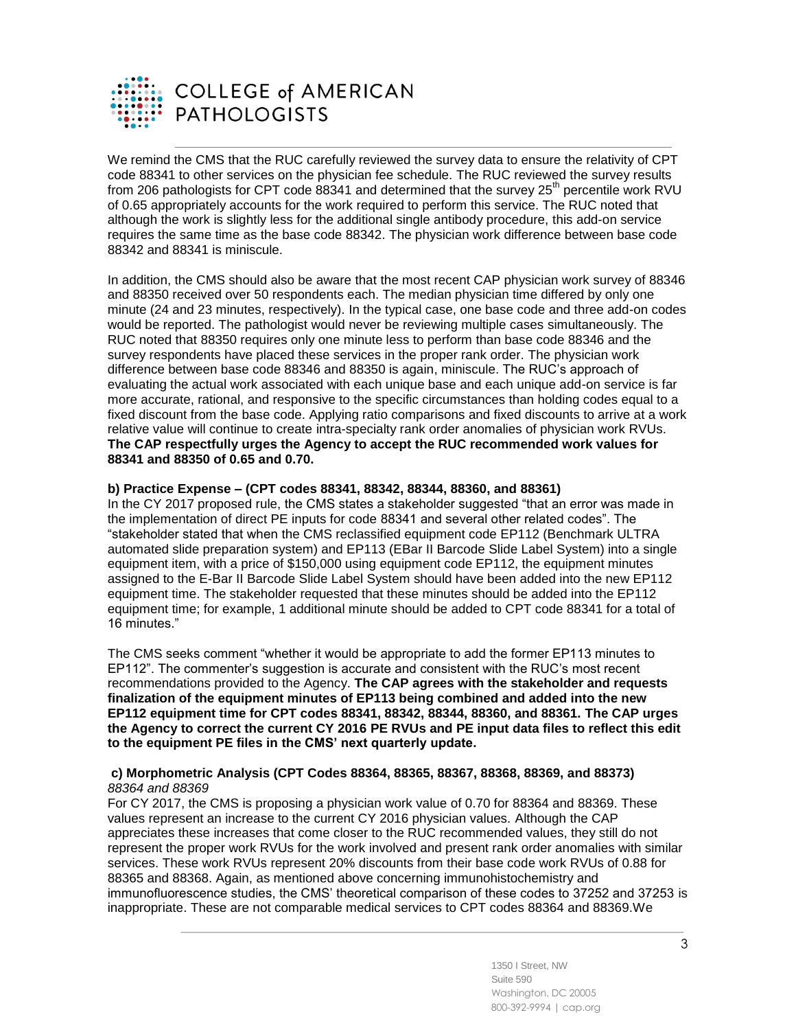We remind the CMS that the RUC carefully reviewed the survey data to ensure the relativity of CPT code 88341 to other services on the physician fee schedule. The RUC reviewed the survey results from 206 pathologists for CPT code 88341 and determined that the survey 25th percentile work RVU of 0.65 appropriately accounts for the work required to perform this service. The RUC noted that although the work is slightly less for the additional single antibody procedure, this add-on service requires the same time as the base code 88342. The physician work difference between base code 88342 and 88341 is miniscule.

In addition, the CMS should also be aware that the most recent CAP physician work survey of 88346 and 88350 received over 50 respondents each. The median physician time differed by only one minute (24 and 23 minutes, respectively). In the typical case, one base code and three add-on codes would be reported. The pathologist would never be reviewing multiple cases simultaneously. The RUC noted that 88350 requires only one minute less to perform than base code 88346 and the survey respondents have placed these services in the proper rank order. The physician work difference between base code 88346 and 88350 is again, miniscule. The RUC's approach of evaluating the actual work associated with each unique base and each unique add-on service is far more accurate, rational, and responsive to the specific circumstances than holding codes equal to a fixed discount from the base code. Applying ratio comparisons and fixed discounts to arrive at a work relative value will continue to create intra-specialty rank order anomalies of physician work RVUs. **The CAP respectfully urges the Agency to accept the RUC recommended work values for 88341 and 88350 of 0.65 and 0.70.**

**b) Practice Expense – (CPT codes 88341, 88342, 88344, 88360, and 88361)**

In the CY 2017 proposed rule, the CMS states a stakeholder suggested "that an error was made in the implementation of direct PE inputs for code 88341 and several other related codes". The "stakeholder stated that when the CMS reclassified equipment code EP112 (Benchmark ULTRA automated slide preparation system) and EP113 (EBar II Barcode Slide Label System) into a single equipment item, with a price of $150,000 using equipment code EP112, the equipment minutes assigned to the E-Bar II Barcode Slide Label System should have been added into the new EP112 equipment time. The stakeholder requested that these minutes should be added into the EP112 equipment time; for example, 1 additional minute should be added to CPT code 88341 for a total of 16 minutes."

The CMS seeks comment "whether it would be appropriate to add the former EP113 minutes to EP112". The commenter's suggestion is accurate and consistent with the RUC's most recent recommendations provided to the Agency. **The CAP agrees with the stakeholder and requests finalization of the equipment minutes of EP113 being combined and added into the new EP112 equipment time for CPT codes 88341, 88342, 88344, 88360, and 88361. The CAP urges the Agency to correct the current CY 2016 PE RVUs and PE input data files to reflect this edit to the equipment PE files in the CMS' next quarterly update.**

**c) Morphometric Analysis (CPT Codes 88364, 88365, 88367, 88368, 88369, and 88373)**

*88364 and 88369*

For CY 2017, the CMS is proposing a physician work value of 0.70 for 88364 and 88369. These values represent an increase to the current CY 2016 physician values. Although the CAP appreciates these increases that come closer to the RUC recommended values, they still do not represent the proper work RVUs for the work involved and present rank order anomalies with similar services. These work RVUs represent 20% discounts from their base code work RVUs of 0.88 for 88365 and 88368. Again, as mentioned above concerning immunohistochemistry and immunofluorescence studies, the CMS' theoretical comparison of these codes to 37252 and 37253 is inappropriate. These are not comparable medical services to CPT codes 88364 and 88369.We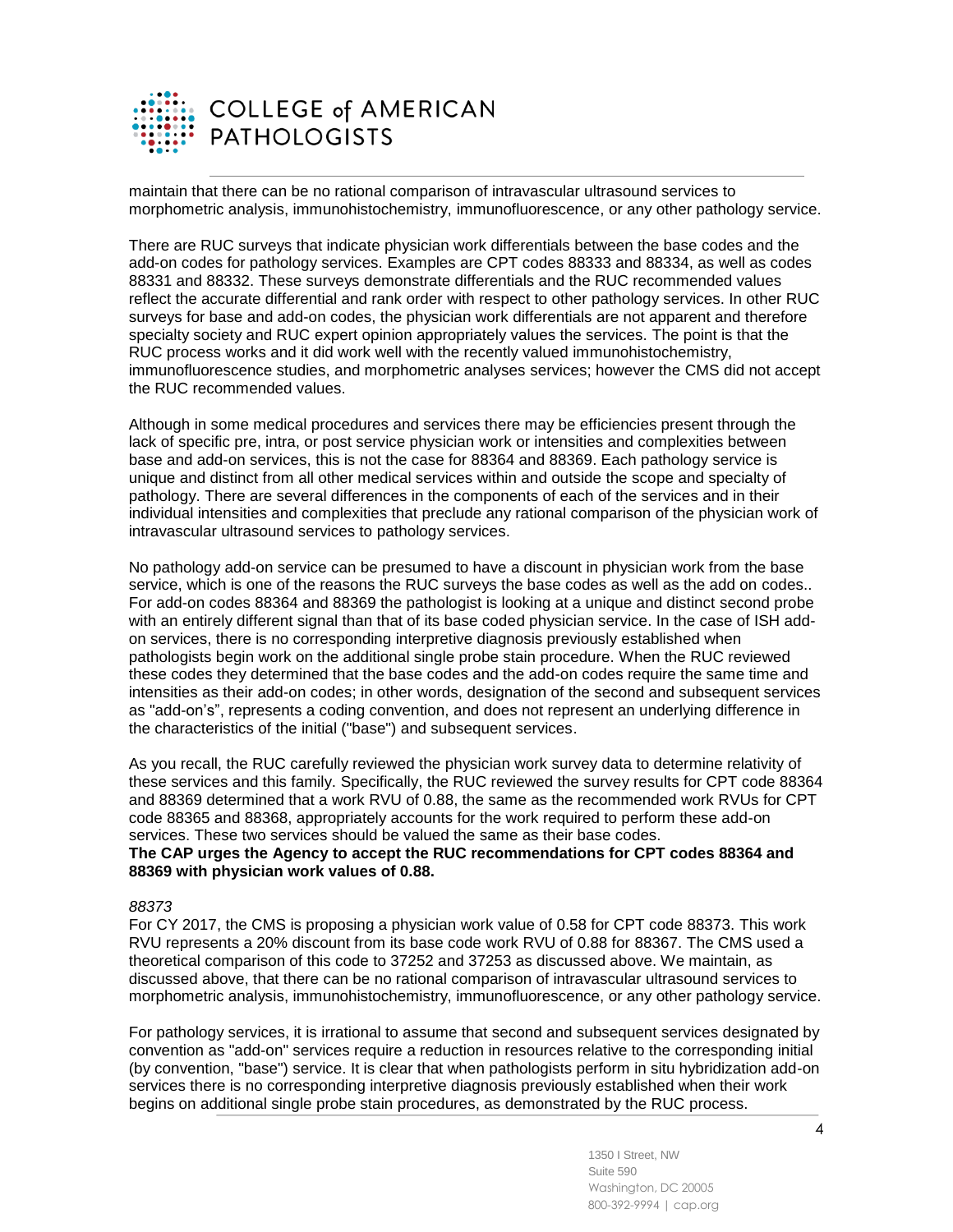maintain that there can be no rational comparison of intravascular ultrasound services to morphometric analysis, immunohistochemistry, immunofluorescence, or any other pathology service.

There are RUC surveys that indicate physician work differentials between the base codes and the add-on codes for pathology services. Examples are CPT codes 88333 and 88334, as well as codes 88331 and 88332. These surveys demonstrate differentials and the RUC recommended values reflect the accurate differential and rank order with respect to other pathology services. In other RUC surveys for base and add-on codes, the physician work differentials are not apparent and therefore specialty society and RUC expert opinion appropriately values the services. The point is that the RUC process works and it did work well with the recently valued immunohistochemistry, immunofluorescence studies, and morphometric analyses services; however the CMS did not accept the RUC recommended values.

Although in some medical procedures and services there may be efficiencies present through the lack of specific pre, intra, or post service physician work or intensities and complexities between base and add-on services, this is not the case for 88364 and 88369. Each pathology service is unique and distinct from all other medical services within and outside the scope and specialty of pathology. There are several differences in the components of each of the services and in their individual intensities and complexities that preclude any rational comparison of the physician work of intravascular ultrasound services to pathology services.

No pathology add-on service can be presumed to have a discount in physician work from the base service, which is one of the reasons the RUC surveys the base codes as well as the add on codes.. For add-on codes 88364 and 88369 the pathologist is looking at a unique and distinct second probe with an entirely different signal than that of its base coded physician service. In the case of ISH add-on services, there is no corresponding interpretive diagnosis previously established when pathologists begin work on the additional single probe stain procedure. When the RUC reviewed these codes they determined that the base codes and the add-on codes require the same time and intensities as their add-on codes; in other words, designation of the second and subsequent services as "add-on's", represents a coding convention, and does not represent an underlying difference in the characteristics of the initial ("base") and subsequent services.

As you recall, the RUC carefully reviewed the physician work survey data to determine relativity of these services and this family. Specifically, the RUC reviewed the survey results for CPT code 88364 and 88369 determined that a work RVU of 0.88, the same as the recommended work RVUs for CPT code 88365 and 88368, appropriately accounts for the work required to perform these add-on services. These two services should be valued the same as their base codes.
**The CAP urges the Agency to accept the RUC recommendations for CPT codes 88364 and 88369 with physician work values of 0.88.**

*88373*

For CY 2017, the CMS is proposing a physician work value of 0.58 for CPT code 88373. This work RVU represents a 20% discount from its base code work RVU of 0.88 for 88367. The CMS used a theoretical comparison of this code to 37252 and 37253 as discussed above. We maintain, as discussed above, that there can be no rational comparison of intravascular ultrasound services to morphometric analysis, immunohistochemistry, immunofluorescence, or any other pathology service.

For pathology services, it is irrational to assume that second and subsequent services designated by convention as "add-on" services require a reduction in resources relative to the corresponding initial (by convention, "base") service. It is clear that when pathologists perform in situ hybridization add-on services there is no corresponding interpretive diagnosis previously established when their work begins on additional single probe stain procedures, as demonstrated by the RUC process.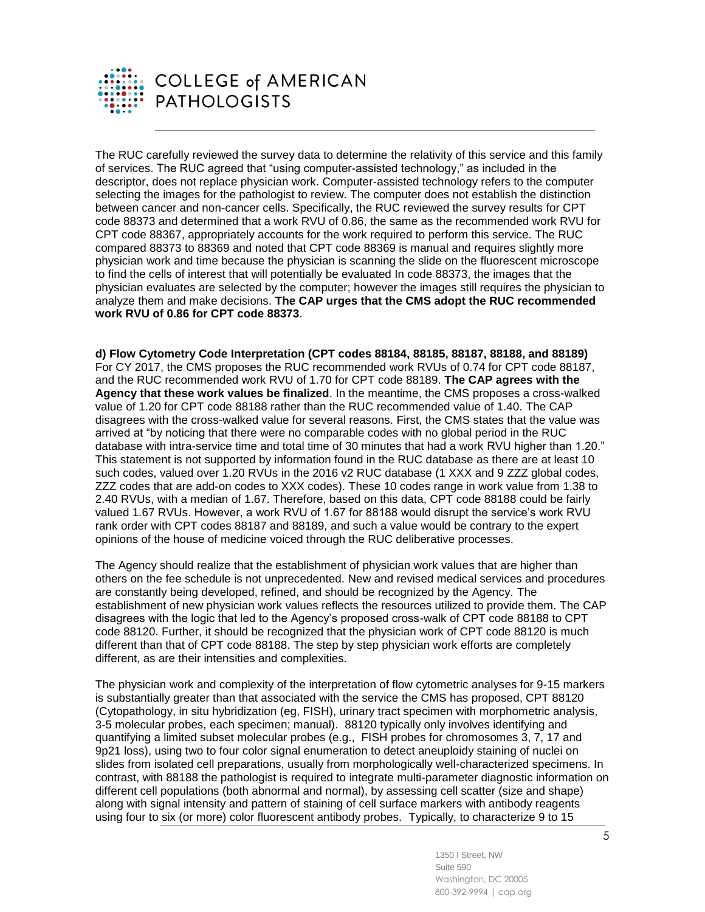The RUC carefully reviewed the survey data to determine the relativity of this service and this family of services. The RUC agreed that "using computer-assisted technology," as included in the descriptor, does not replace physician work. Computer-assisted technology refers to the computer selecting the images for the pathologist to review. The computer does not establish the distinction between cancer and non-cancer cells. Specifically, the RUC reviewed the survey results for CPT code 88373 and determined that a work RVU of 0.86, the same as the recommended work RVU for CPT code 88367, appropriately accounts for the work required to perform this service. The RUC compared 88373 to 88369 and noted that CPT code 88369 is manual and requires slightly more physician work and time because the physician is scanning the slide on the fluorescent microscope to find the cells of interest that will potentially be evaluated In code 88373, the images that the physician evaluates are selected by the computer; however the images still requires the physician to analyze them and make decisions. **The CAP urges that the CMS adopt the RUC recommended work RVU of 0.86 for CPT code 88373**.

**d) Flow Cytometry Code Interpretation (CPT codes 88184, 88185, 88187, 88188, and 88189)**
For CY 2017, the CMS proposes the RUC recommended work RVUs of 0.74 for CPT code 88187, and the RUC recommended work RVU of 1.70 for CPT code 88189. **The CAP agrees with the Agency that these work values be finalized**. In the meantime, the CMS proposes a cross-walked value of 1.20 for CPT code 88188 rather than the RUC recommended value of 1.40. The CAP disagrees with the cross-walked value for several reasons. First, the CMS states that the value was arrived at "by noticing that there were no comparable codes with no global period in the RUC database with intra-service time and total time of 30 minutes that had a work RVU higher than 1.20." This statement is not supported by information found in the RUC database as there are at least 10 such codes, valued over 1.20 RVUs in the 2016 v2 RUC database (1 XXX and 9 ZZZ global codes, ZZZ codes that are add-on codes to XXX codes). These 10 codes range in work value from 1.38 to 2.40 RVUs, with a median of 1.67. Therefore, based on this data, CPT code 88188 could be fairly valued 1.67 RVUs. However, a work RVU of 1.67 for 88188 would disrupt the service's work RVU rank order with CPT codes 88187 and 88189, and such a value would be contrary to the expert opinions of the house of medicine voiced through the RUC deliberative processes.

The Agency should realize that the establishment of physician work values that are higher than others on the fee schedule is not unprecedented. New and revised medical services and procedures are constantly being developed, refined, and should be recognized by the Agency. The establishment of new physician work values reflects the resources utilized to provide them. The CAP disagrees with the logic that led to the Agency's proposed cross-walk of CPT code 88188 to CPT code 88120. Further, it should be recognized that the physician work of CPT code 88120 is much different than that of CPT code 88188. The step by step physician work efforts are completely different, as are their intensities and complexities.

The physician work and complexity of the interpretation of flow cytometric analyses for 9-15 markers is substantially greater than that associated with the service the CMS has proposed, CPT 88120 (Cytopathology, in situ hybridization (eg, FISH), urinary tract specimen with morphometric analysis, 3-5 molecular probes, each specimen; manual). 88120 typically only involves identifying and quantifying a limited subset molecular probes (e.g., FISH probes for chromosomes 3, 7, 17 and 9p21 loss), using two to four color signal enumeration to detect aneuploidy staining of nuclei on slides from isolated cell preparations, usually from morphologically well-characterized specimens. In contrast, with 88188 the pathologist is required to integrate multi-parameter diagnostic information on different cell populations (both abnormal and normal), by assessing cell scatter (size and shape) along with signal intensity and pattern of staining of cell surface markers with antibody reagents using four to six (or more) color fluorescent antibody probes. Typically, to characterize 9 to 15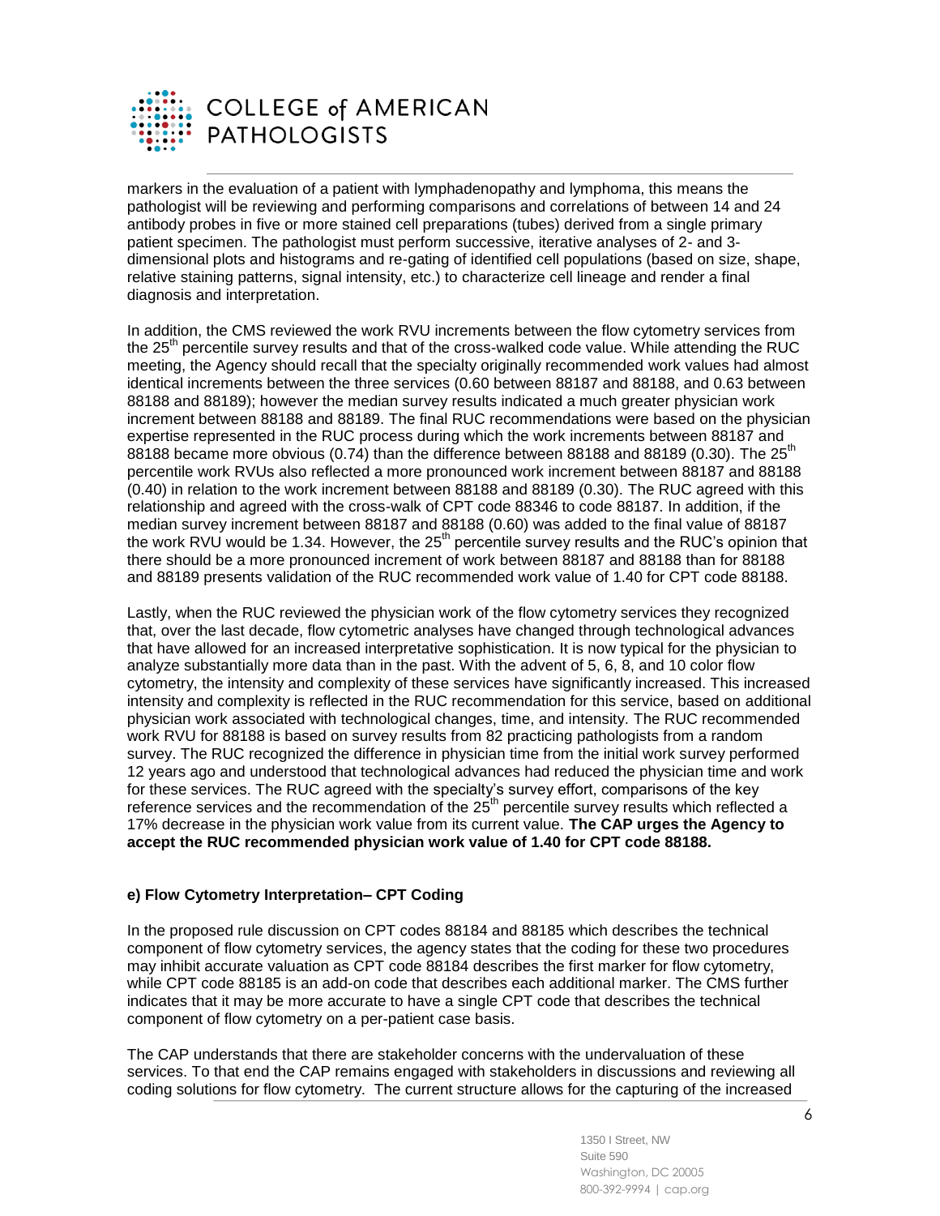markers in the evaluation of a patient with lymphadenopathy and lymphoma, this means the pathologist will be reviewing and performing comparisons and correlations of between 14 and 24 antibody probes in five or more stained cell preparations (tubes) derived from a single primary patient specimen. The pathologist must perform successive, iterative analyses of 2- and 3-dimensional plots and histograms and re-gating of identified cell populations (based on size, shape, relative staining patterns, signal intensity, etc.) to characterize cell lineage and render a final diagnosis and interpretation.

In addition, the CMS reviewed the work RVU increments between the flow cytometry services from the 25th percentile survey results and that of the cross-walked code value. While attending the RUC meeting, the Agency should recall that the specialty originally recommended work values had almost identical increments between the three services (0.60 between 88187 and 88188, and 0.63 between 88188 and 88189); however the median survey results indicated a much greater physician work increment between 88188 and 88189. The final RUC recommendations were based on the physician expertise represented in the RUC process during which the work increments between 88187 and 88188 became more obvious (0.74) than the difference between 88188 and 88189 (0.30). The 25th percentile work RVUs also reflected a more pronounced work increment between 88187 and 88188 (0.40) in relation to the work increment between 88188 and 88189 (0.30). The RUC agreed with this relationship and agreed with the cross-walk of CPT code 88346 to code 88187. In addition, if the median survey increment between 88187 and 88188 (0.60) was added to the final value of 88187 the work RVU would be 1.34. However, the 25th percentile survey results and the RUC's opinion that there should be a more pronounced increment of work between 88187 and 88188 than for 88188 and 88189 presents validation of the RUC recommended work value of 1.40 for CPT code 88188.

Lastly, when the RUC reviewed the physician work of the flow cytometry services they recognized that, over the last decade, flow cytometric analyses have changed through technological advances that have allowed for an increased interpretative sophistication. It is now typical for the physician to analyze substantially more data than in the past. With the advent of 5, 6, 8, and 10 color flow cytometry, the intensity and complexity of these services have significantly increased. This increased intensity and complexity is reflected in the RUC recommendation for this service, based on additional physician work associated with technological changes, time, and intensity. The RUC recommended work RVU for 88188 is based on survey results from 82 practicing pathologists from a random survey. The RUC recognized the difference in physician time from the initial work survey performed 12 years ago and understood that technological advances had reduced the physician time and work for these services. The RUC agreed with the specialty's survey effort, comparisons of the key reference services and the recommendation of the 25th percentile survey results which reflected a 17% decrease in the physician work value from its current value. **The CAP urges the Agency to accept the RUC recommended physician work value of 1.40 for CPT code 88188.**

**e) Flow Cytometry Interpretation– CPT Coding**

In the proposed rule discussion on CPT codes 88184 and 88185 which describes the technical component of flow cytometry services, the agency states that the coding for these two procedures may inhibit accurate valuation as CPT code 88184 describes the first marker for flow cytometry, while CPT code 88185 is an add-on code that describes each additional marker. The CMS further indicates that it may be more accurate to have a single CPT code that describes the technical component of flow cytometry on a per-patient case basis.

The CAP understands that there are stakeholder concerns with the undervaluation of these services. To that end the CAP remains engaged with stakeholders in discussions and reviewing all coding solutions for flow cytometry. The current structure allows for the capturing of the increased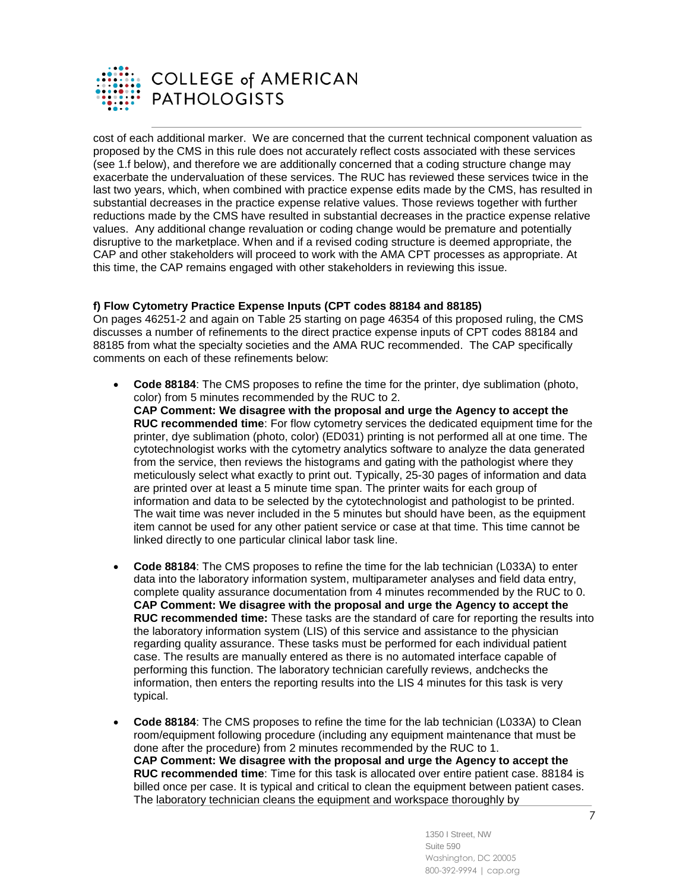cost of each additional marker. We are concerned that the current technical component valuation as proposed by the CMS in this rule does not accurately reflect costs associated with these services (see 1.f below), and therefore we are additionally concerned that a coding structure change may exacerbate the undervaluation of these services. The RUC has reviewed these services twice in the last two years, which, when combined with practice expense edits made by the CMS, has resulted in substantial decreases in the practice expense relative values. Those reviews together with further reductions made by the CMS have resulted in substantial decreases in the practice expense relative values. Any additional change revaluation or coding change would be premature and potentially disruptive to the marketplace. When and if a revised coding structure is deemed appropriate, the CAP and other stakeholders will proceed to work with the AMA CPT processes as appropriate. At this time, the CAP remains engaged with other stakeholders in reviewing this issue.

**f) Flow Cytometry Practice Expense Inputs (CPT codes 88184 and 88185)**

On pages 46251-2 and again on Table 25 starting on page 46354 of this proposed ruling, the CMS discusses a number of refinements to the direct practice expense inputs of CPT codes 88184 and 88185 from what the specialty societies and the AMA RUC recommended. The CAP specifically comments on each of these refinements below:

- **Code 88184**: The CMS proposes to refine the time for the printer, dye sublimation (photo, color) from 5 minutes recommended by the RUC to 2.
  **CAP Comment: We disagree with the proposal and urge the Agency to accept the RUC recommended time**: For flow cytometry services the dedicated equipment time for the printer, dye sublimation (photo, color) (ED031) printing is not performed all at one time. The cytotechnologist works with the cytometry analytics software to analyze the data generated from the service, then reviews the histograms and gating with the pathologist where they meticulously select what exactly to print out. Typically, 25-30 pages of information and data are printed over at least a 5 minute time span. The printer waits for each group of information and data to be selected by the cytotechnologist and pathologist to be printed. The wait time was never included in the 5 minutes but should have been, as the equipment item cannot be used for any other patient service or case at that time. This time cannot be linked directly to one particular clinical labor task line.

- **Code 88184**: The CMS proposes to refine the time for the lab technician (L033A) to enter data into the laboratory information system, multiparameter analyses and field data entry, complete quality assurance documentation from 4 minutes recommended by the RUC to 0.
  **CAP Comment: We disagree with the proposal and urge the Agency to accept the RUC recommended time:** These tasks are the standard of care for reporting the results into the laboratory information system (LIS) of this service and assistance to the physician regarding quality assurance. These tasks must be performed for each individual patient case. The results are manually entered as there is no automated interface capable of performing this function. The laboratory technician carefully reviews, andchecks the information, then enters the reporting results into the LIS 4 minutes for this task is very typical.

- **Code 88184**: The CMS proposes to refine the time for the lab technician (L033A) to Clean room/equipment following procedure (including any equipment maintenance that must be done after the procedure) from 2 minutes recommended by the RUC to 1.
  **CAP Comment: We disagree with the proposal and urge the Agency to accept the RUC recommended time**: Time for this task is allocated over entire patient case. 88184 is billed once per case. It is typical and critical to clean the equipment between patient cases. The laboratory technician cleans the equipment and workspace thoroughly by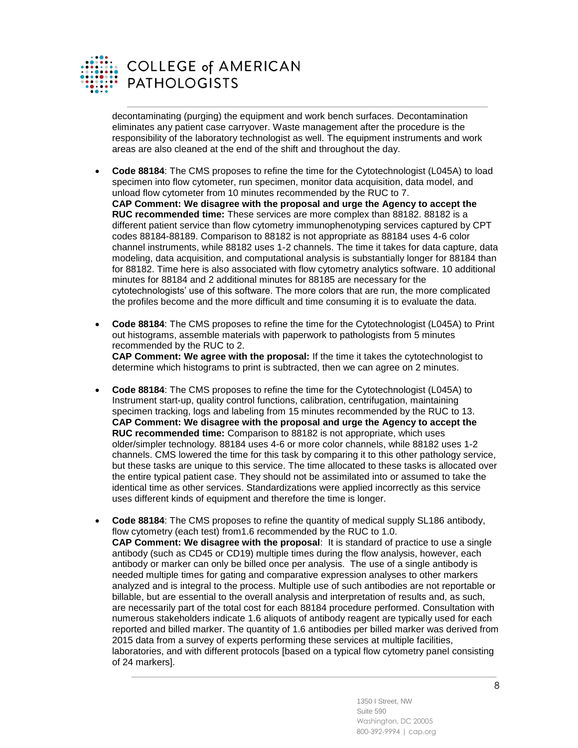decontaminating (purging) the equipment and work bench surfaces. Decontamination eliminates any patient case carryover. Waste management after the procedure is the responsibility of the laboratory technologist as well. The equipment instruments and work areas are also cleaned at the end of the shift and throughout the day.

- **Code 88184**: The CMS proposes to refine the time for the Cytotechnologist (L045A) to load specimen into flow cytometer, run specimen, monitor data acquisition, data model, and unload flow cytometer from 10 minutes recommended by the RUC to 7.
  **CAP Comment: We disagree with the proposal and urge the Agency to accept the RUC recommended time:** These services are more complex than 88182. 88182 is a different patient service than flow cytometry immunophenotyping services captured by CPT codes 88184-88189. Comparison to 88182 is not appropriate as 88184 uses 4-6 color channel instruments, while 88182 uses 1-2 channels. The time it takes for data capture, data modeling, data acquisition, and computational analysis is substantially longer for 88184 than for 88182. Time here is also associated with flow cytometry analytics software. 10 additional minutes for 88184 and 2 additional minutes for 88185 are necessary for the cytotechnologists' use of this software. The more colors that are run, the more complicated the profiles become and the more difficult and time consuming it is to evaluate the data.

- **Code 88184**: The CMS proposes to refine the time for the Cytotechnologist (L045A) to Print out histograms, assemble materials with paperwork to pathologists from 5 minutes recommended by the RUC to 2.
  **CAP Comment: We agree with the proposal:** If the time it takes the cytotechnologist to determine which histograms to print is subtracted, then we can agree on 2 minutes.

- **Code 88184**: The CMS proposes to refine the time for the Cytotechnologist (L045A) to Instrument start-up, quality control functions, calibration, centrifugation, maintaining specimen tracking, logs and labeling from 15 minutes recommended by the RUC to 13.
  **CAP Comment: We disagree with the proposal and urge the Agency to accept the RUC recommended time:** Comparison to 88182 is not appropriate, which uses older/simpler technology. 88184 uses 4-6 or more color channels, while 88182 uses 1-2 channels. CMS lowered the time for this task by comparing it to this other pathology service, but these tasks are unique to this service. The time allocated to these tasks is allocated over the entire typical patient case. They should not be assimilated into or assumed to take the identical time as other services. Standardizations were applied incorrectly as this service uses different kinds of equipment and therefore the time is longer.

- **Code 88184**: The CMS proposes to refine the quantity of medical supply SL186 antibody, flow cytometry (each test) from1.6 recommended by the RUC to 1.0.
  **CAP Comment: We disagree with the proposal**: It is standard of practice to use a single antibody (such as CD45 or CD19) multiple times during the flow analysis, however, each antibody or marker can only be billed once per analysis. The use of a single antibody is needed multiple times for gating and comparative expression analyses to other markers analyzed and is integral to the process. Multiple use of such antibodies are not reportable or billable, but are essential to the overall analysis and interpretation of results and, as such, are necessarily part of the total cost for each 88184 procedure performed. Consultation with numerous stakeholders indicate 1.6 aliquots of antibody reagent are typically used for each reported and billed marker. The quantity of 1.6 antibodies per billed marker was derived from 2015 data from a survey of experts performing these services at multiple facilities, laboratories, and with different protocols [based on a typical flow cytometry panel consisting of 24 markers].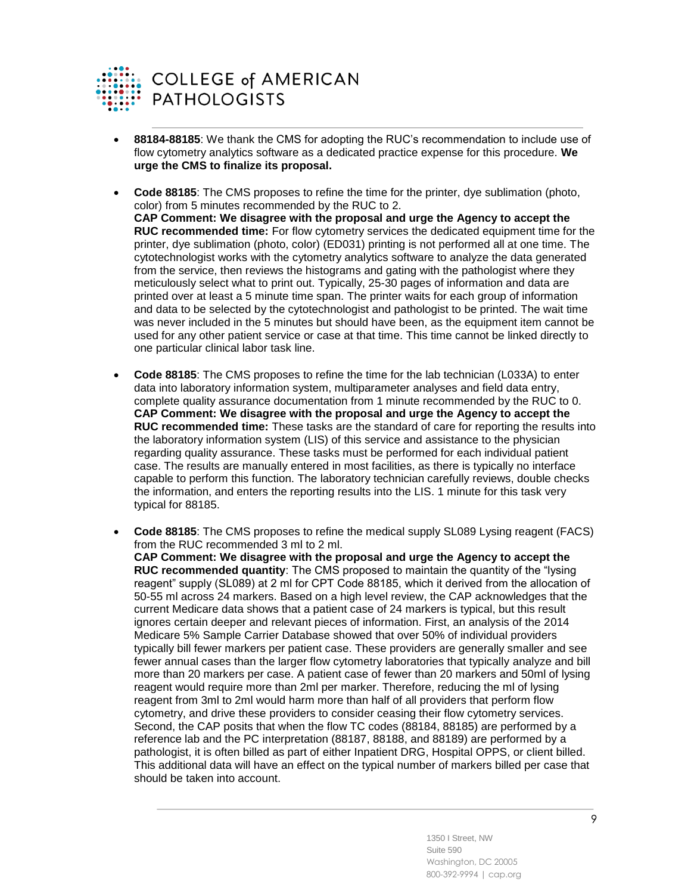- **88184-88185**: We thank the CMS for adopting the RUC's recommendation to include use of flow cytometry analytics software as a dedicated practice expense for this procedure. **We urge the CMS to finalize its proposal.**

- **Code 88185**: The CMS proposes to refine the time for the printer, dye sublimation (photo, color) from 5 minutes recommended by the RUC to 2.
  **CAP Comment: We disagree with the proposal and urge the Agency to accept the RUC recommended time:** For flow cytometry services the dedicated equipment time for the printer, dye sublimation (photo, color) (ED031) printing is not performed all at one time. The cytotechnologist works with the cytometry analytics software to analyze the data generated from the service, then reviews the histograms and gating with the pathologist where they meticulously select what to print out. Typically, 25-30 pages of information and data are printed over at least a 5 minute time span. The printer waits for each group of information and data to be selected by the cytotechnologist and pathologist to be printed. The wait time was never included in the 5 minutes but should have been, as the equipment item cannot be used for any other patient service or case at that time. This time cannot be linked directly to one particular clinical labor task line.

- **Code 88185**: The CMS proposes to refine the time for the lab technician (L033A) to enter data into laboratory information system, multiparameter analyses and field data entry, complete quality assurance documentation from 1 minute recommended by the RUC to 0.
  **CAP Comment: We disagree with the proposal and urge the Agency to accept the RUC recommended time:** These tasks are the standard of care for reporting the results into the laboratory information system (LIS) of this service and assistance to the physician regarding quality assurance. These tasks must be performed for each individual patient case. The results are manually entered in most facilities, as there is typically no interface capable to perform this function. The laboratory technician carefully reviews, double checks the information, and enters the reporting results into the LIS. 1 minute for this task very typical for 88185.

- **Code 88185**: The CMS proposes to refine the medical supply SL089 Lysing reagent (FACS) from the RUC recommended 3 ml to 2 ml.
  **CAP Comment: We disagree with the proposal and urge the Agency to accept the RUC recommended quantity**: The CMS proposed to maintain the quantity of the "lysing reagent" supply (SL089) at 2 ml for CPT Code 88185, which it derived from the allocation of 50-55 ml across 24 markers. Based on a high level review, the CAP acknowledges that the current Medicare data shows that a patient case of 24 markers is typical, but this result ignores certain deeper and relevant pieces of information. First, an analysis of the 2014 Medicare 5% Sample Carrier Database showed that over 50% of individual providers typically bill fewer markers per patient case. These providers are generally smaller and see fewer annual cases than the larger flow cytometry laboratories that typically analyze and bill more than 20 markers per case. A patient case of fewer than 20 markers and 50ml of lysing reagent would require more than 2ml per marker. Therefore, reducing the ml of lysing reagent from 3ml to 2ml would harm more than half of all providers that perform flow cytometry, and drive these providers to consider ceasing their flow cytometry services. Second, the CAP posits that when the flow TC codes (88184, 88185) are performed by a reference lab and the PC interpretation (88187, 88188, and 88189) are performed by a pathologist, it is often billed as part of either Inpatient DRG, Hospital OPPS, or client billed. This additional data will have an effect on the typical number of markers billed per case that should be taken into account.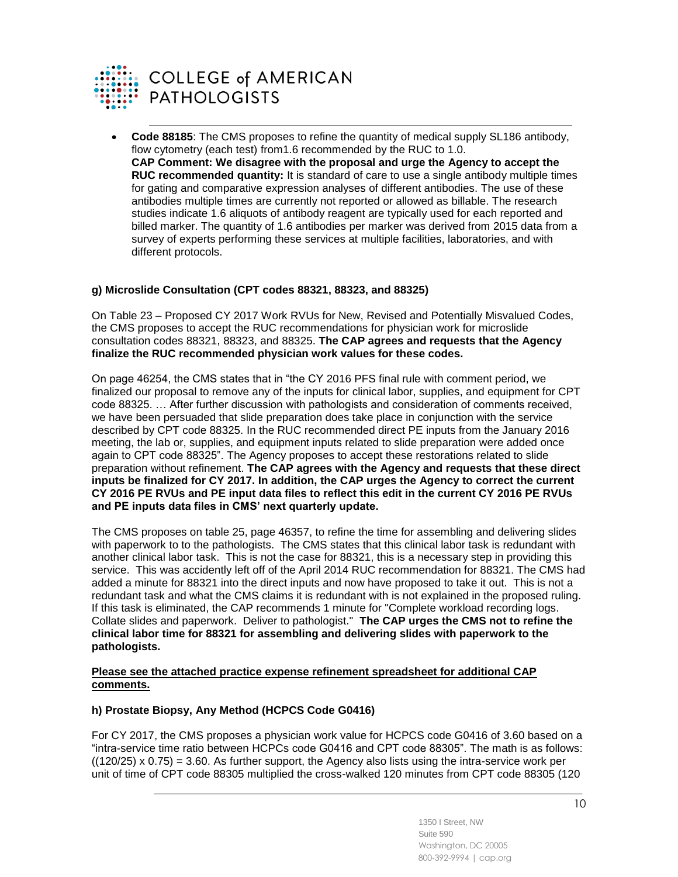- **Code 88185**: The CMS proposes to refine the quantity of medical supply SL186 antibody, flow cytometry (each test) from1.6 recommended by the RUC to 1.0.
  **CAP Comment: We disagree with the proposal and urge the Agency to accept the RUC recommended quantity:** It is standard of care to use a single antibody multiple times for gating and comparative expression analyses of different antibodies. The use of these antibodies multiple times are currently not reported or allowed as billable. The research studies indicate 1.6 aliquots of antibody reagent are typically used for each reported and billed marker. The quantity of 1.6 antibodies per marker was derived from 2015 data from a survey of experts performing these services at multiple facilities, laboratories, and with different protocols.

**g) Microslide Consultation (CPT codes 88321, 88323, and 88325)**

On Table 23 – Proposed CY 2017 Work RVUs for New, Revised and Potentially Misvalued Codes, the CMS proposes to accept the RUC recommendations for physician work for microslide consultation codes 88321, 88323, and 88325. **The CAP agrees and requests that the Agency finalize the RUC recommended physician work values for these codes.**

On page 46254, the CMS states that in "the CY 2016 PFS final rule with comment period, we finalized our proposal to remove any of the inputs for clinical labor, supplies, and equipment for CPT code 88325. … After further discussion with pathologists and consideration of comments received, we have been persuaded that slide preparation does take place in conjunction with the service described by CPT code 88325. In the RUC recommended direct PE inputs from the January 2016 meeting, the lab or, supplies, and equipment inputs related to slide preparation were added once again to CPT code 88325". The Agency proposes to accept these restorations related to slide preparation without refinement. **The CAP agrees with the Agency and requests that these direct inputs be finalized for CY 2017. In addition, the CAP urges the Agency to correct the current CY 2016 PE RVUs and PE input data files to reflect this edit in the current CY 2016 PE RVUs and PE inputs data files in CMS' next quarterly update.**

The CMS proposes on table 25, page 46357, to refine the time for assembling and delivering slides with paperwork to to the pathologists. The CMS states that this clinical labor task is redundant with another clinical labor task. This is not the case for 88321, this is a necessary step in providing this service. This was accidently left off of the April 2014 RUC recommendation for 88321. The CMS had added a minute for 88321 into the direct inputs and now have proposed to take it out. This is not a redundant task and what the CMS claims it is redundant with is not explained in the proposed ruling. If this task is eliminated, the CAP recommends 1 minute for "Complete workload recording logs. Collate slides and paperwork. Deliver to pathologist." **The CAP urges the CMS not to refine the clinical labor time for 88321 for assembling and delivering slides with paperwork to the pathologists.**

**Please see the attached practice expense refinement spreadsheet for additional CAP comments.**

**h) Prostate Biopsy, Any Method (HCPCS Code G0416)**

For CY 2017, the CMS proposes a physician work value for HCPCS code G0416 of 3.60 based on a "intra-service time ratio between HCPCs code G0416 and CPT code 88305". The math is as follows: $((120/25) \times 0.75) = 3.60$. As further support, the Agency also lists using the intra-service work per unit of time of CPT code 88305 multiplied the cross-walked 120 minutes from CPT code 88305 (120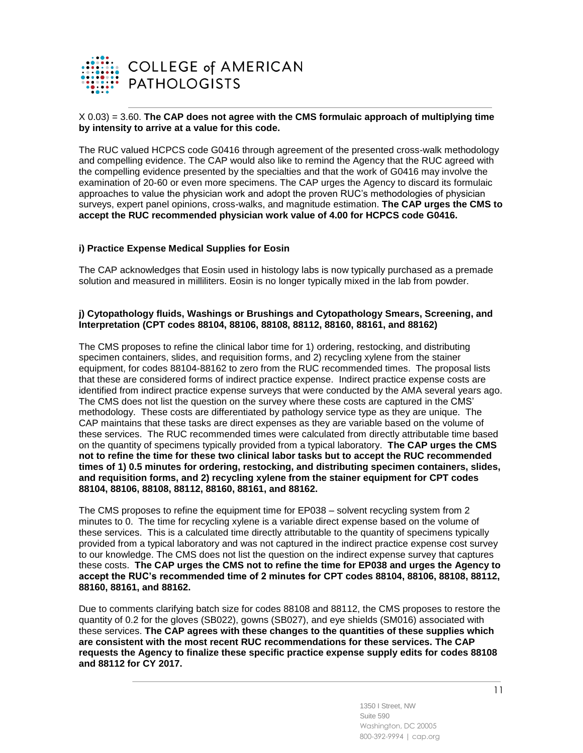X 0.03) = 3.60. **The CAP does not agree with the CMS formulaic approach of multiplying time by intensity to arrive at a value for this code.**

The RUC valued HCPCS code G0416 through agreement of the presented cross-walk methodology and compelling evidence. The CAP would also like to remind the Agency that the RUC agreed with the compelling evidence presented by the specialties and that the work of G0416 may involve the examination of 20-60 or even more specimens. The CAP urges the Agency to discard its formulaic approaches to value the physician work and adopt the proven RUC's methodologies of physician surveys, expert panel opinions, cross-walks, and magnitude estimation. **The CAP urges the CMS to accept the RUC recommended physician work value of 4.00 for HCPCS code G0416.**

### i) Practice Expense Medical Supplies for Eosin

The CAP acknowledges that Eosin used in histology labs is now typically purchased as a premade solution and measured in milliliters. Eosin is no longer typically mixed in the lab from powder.

### j) Cytopathology fluids, Washings or Brushings and Cytopathology Smears, Screening, and Interpretation (CPT codes 88104, 88106, 88108, 88112, 88160, 88161, and 88162)

The CMS proposes to refine the clinical labor time for 1) ordering, restocking, and distributing specimen containers, slides, and requisition forms, and 2) recycling xylene from the stainer equipment, for codes 88104-88162 to zero from the RUC recommended times. The proposal lists that these are considered forms of indirect practice expense. Indirect practice expense costs are identified from indirect practice expense surveys that were conducted by the AMA several years ago. The CMS does not list the question on the survey where these costs are captured in the CMS' methodology. These costs are differentiated by pathology service type as they are unique. The CAP maintains that these tasks are direct expenses as they are variable based on the volume of these services. The RUC recommended times were calculated from directly attributable time based on the quantity of specimens typically provided from a typical laboratory. **The CAP urges the CMS not to refine the time for these two clinical labor tasks but to accept the RUC recommended times of 1) 0.5 minutes for ordering, restocking, and distributing specimen containers, slides, and requisition forms, and 2) recycling xylene from the stainer equipment for CPT codes 88104, 88106, 88108, 88112, 88160, 88161, and 88162.**

The CMS proposes to refine the equipment time for EP038 – solvent recycling system from 2 minutes to 0. The time for recycling xylene is a variable direct expense based on the volume of these services. This is a calculated time directly attributable to the quantity of specimens typically provided from a typical laboratory and was not captured in the indirect practice expense cost survey to our knowledge. The CMS does not list the question on the indirect expense survey that captures these costs. **The CAP urges the CMS not to refine the time for EP038 and urges the Agency to accept the RUC's recommended time of 2 minutes for CPT codes 88104, 88106, 88108, 88112, 88160, 88161, and 88162.**

Due to comments clarifying batch size for codes 88108 and 88112, the CMS proposes to restore the quantity of 0.2 for the gloves (SB022), gowns (SB027), and eye shields (SM016) associated with these services. **The CAP agrees with these changes to the quantities of these supplies which are consistent with the most recent RUC recommendations for these services. The CAP requests the Agency to finalize these specific practice expense supply edits for codes 88108 and 88112 for CY 2017.**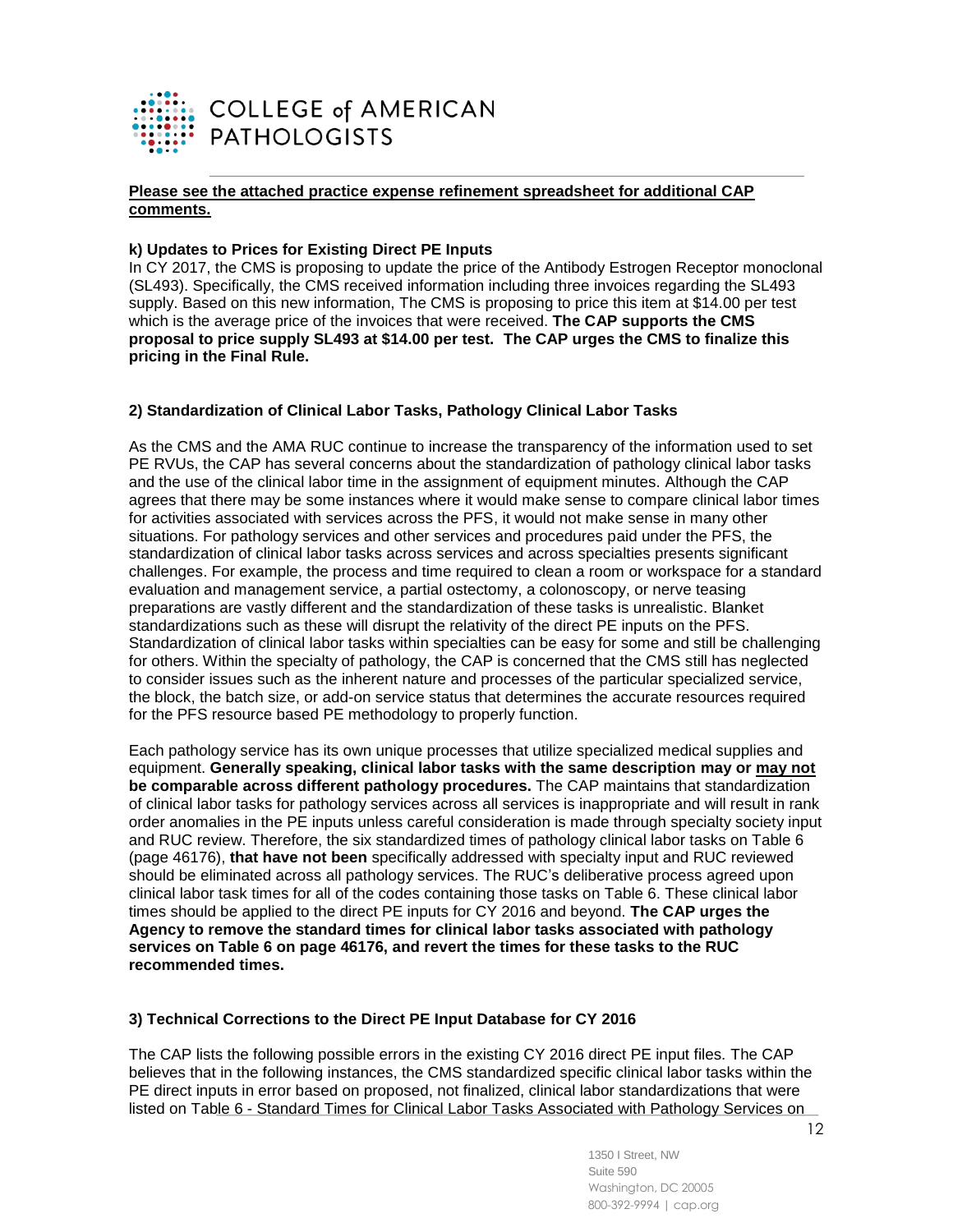**Please see the attached practice expense refinement spreadsheet for additional CAP comments.**

**k) Updates to Prices for Existing Direct PE Inputs**

In CY 2017, the CMS is proposing to update the price of the Antibody Estrogen Receptor monoclonal (SL493). Specifically, the CMS received information including three invoices regarding the SL493 supply. Based on this new information, The CMS is proposing to price this item at $14.00 per test which is the average price of the invoices that were received. **The CAP supports the CMS proposal to price supply SL493 at $14.00 per test. The CAP urges the CMS to finalize this pricing in the Final Rule.**

**2) Standardization of Clinical Labor Tasks, Pathology Clinical Labor Tasks**

As the CMS and the AMA RUC continue to increase the transparency of the information used to set PE RVUs, the CAP has several concerns about the standardization of pathology clinical labor tasks and the use of the clinical labor time in the assignment of equipment minutes. Although the CAP agrees that there may be some instances where it would make sense to compare clinical labor times for activities associated with services across the PFS, it would not make sense in many other situations. For pathology services and other services and procedures paid under the PFS, the standardization of clinical labor tasks across services and across specialties presents significant challenges. For example, the process and time required to clean a room or workspace for a standard evaluation and management service, a partial ostectomy, a colonoscopy, or nerve teasing preparations are vastly different and the standardization of these tasks is unrealistic. Blanket standardizations such as these will disrupt the relativity of the direct PE inputs on the PFS. Standardization of clinical labor tasks within specialties can be easy for some and still be challenging for others. Within the specialty of pathology, the CAP is concerned that the CMS still has neglected to consider issues such as the inherent nature and processes of the particular specialized service, the block, the batch size, or add-on service status that determines the accurate resources required for the PFS resource based PE methodology to properly function.

Each pathology service has its own unique processes that utilize specialized medical supplies and equipment. **Generally speaking, clinical labor tasks with the same description may or <u>may not</u> be comparable across different pathology procedures.** The CAP maintains that standardization of clinical labor tasks for pathology services across all services is inappropriate and will result in rank order anomalies in the PE inputs unless careful consideration is made through specialty society input and RUC review. Therefore, the six standardized times of pathology clinical labor tasks on Table 6 (page 46176), **that have not been** specifically addressed with specialty input and RUC reviewed should be eliminated across all pathology services. The RUC's deliberative process agreed upon clinical labor task times for all of the codes containing those tasks on Table 6. These clinical labor times should be applied to the direct PE inputs for CY 2016 and beyond. **The CAP urges the Agency to remove the standard times for clinical labor tasks associated with pathology services on Table 6 on page 46176, and revert the times for these tasks to the RUC recommended times.**

**3) Technical Corrections to the Direct PE Input Database for CY 2016**

The CAP lists the following possible errors in the existing CY 2016 direct PE input files. The CAP believes that in the following instances, the CMS standardized specific clinical labor tasks within the PE direct inputs in error based on proposed, not finalized, clinical labor standardizations that were listed on Table 6 - Standard Times for Clinical Labor Tasks Associated with Pathology Services on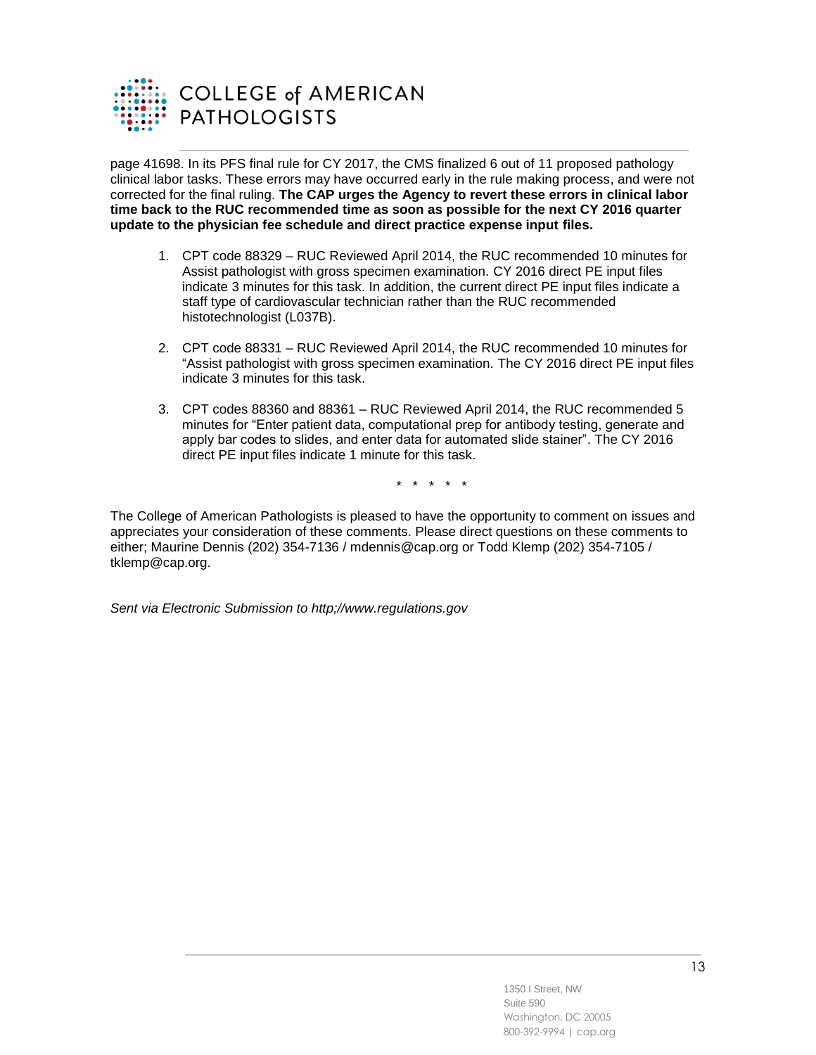page 41698. In its PFS final rule for CY 2017, the CMS finalized 6 out of 11 proposed pathology clinical labor tasks. These errors may have occurred early in the rule making process, and were not corrected for the final ruling. **The CAP urges the Agency to revert these errors in clinical labor time back to the RUC recommended time as soon as possible for the next CY 2016 quarter update to the physician fee schedule and direct practice expense input files.**

1. CPT code 88329 – RUC Reviewed April 2014, the RUC recommended 10 minutes for Assist pathologist with gross specimen examination. CY 2016 direct PE input files indicate 3 minutes for this task. In addition, the current direct PE input files indicate a staff type of cardiovascular technician rather than the RUC recommended histotechnologist (L037B).

2. CPT code 88331 – RUC Reviewed April 2014, the RUC recommended 10 minutes for “Assist pathologist with gross specimen examination. The CY 2016 direct PE input files indicate 3 minutes for this task.

3. CPT codes 88360 and 88361 – RUC Reviewed April 2014, the RUC recommended 5 minutes for “Enter patient data, computational prep for antibody testing, generate and apply bar codes to slides, and enter data for automated slide stainer”. The CY 2016 direct PE input files indicate 1 minute for this task.

\* \* \* \* \*

The College of American Pathologists is pleased to have the opportunity to comment on issues and appreciates your consideration of these comments. Please direct questions on these comments to either; Maurine Dennis (202) 354-7136 / mdennis@cap.org or Todd Klemp (202) 354-7105 / tklemp@cap.org.

*Sent via Electronic Submission to http;//www.regulations.gov*